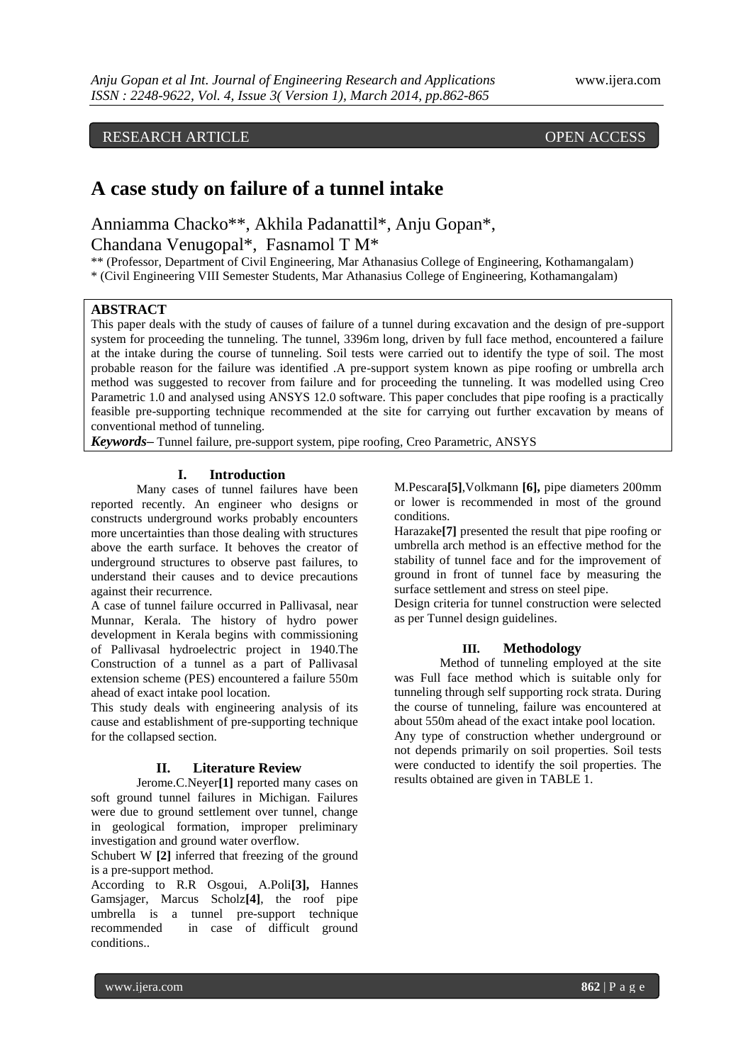RESEARCH ARTICLE OPEN ACCESS

# A case study on failure of a tunnel intake

Anniamma Chacko**, Akhila Padanattil*, Anju Gopan*, Chandana Venugopal*, Fasnamol T M*

** (Professor, Department of Civil Engineering, Mar Athanasius College of Engineering, Kothamangalam)
* (Civil Engineering VIII Semester Students, Mar Athanasius College of Engineering, Kothamangalam)

## ABSTRACT

This paper deals with the study of causes of failure of a tunnel during excavation and the design of pre-support system for proceeding the tunneling. The tunnel, 3396m long, driven by full face method, encountered a failure at the intake during the course of tunneling. Soil tests were carried out to identify the type of soil. The most probable reason for the failure was identified .A pre-support system known as pipe roofing or umbrella arch method was suggested to recover from failure and for proceeding the tunneling. It was modelled using Creo Parametric 1.0 and analysed using ANSYS 12.0 software. This paper concludes that pipe roofing is a practically feasible pre-supporting technique recommended at the site for carrying out further excavation by means of conventional method of tunneling.

***Keywords*–** Tunnel failure, pre-support system, pipe roofing, Creo Parametric, ANSYS

## I. Introduction

Many cases of tunnel failures have been reported recently. An engineer who designs or constructs underground works probably encounters more uncertainties than those dealing with structures above the earth surface. It behoves the creator of underground structures to observe past failures, to understand their causes and to device precautions against their recurrence.

A case of tunnel failure occurred in Pallivasal, near Munnar, Kerala. The history of hydro power development in Kerala begins with commissioning of Pallivasal hydroelectric project in 1940.The Construction of a tunnel as a part of Pallivasal extension scheme (PES) encountered a failure 550m ahead of exact intake pool location.

This study deals with engineering analysis of its cause and establishment of pre-supporting technique for the collapsed section.

## II. Literature Review

Jerome.C.Neyer**[1]** reported many cases on soft ground tunnel failures in Michigan. Failures were due to ground settlement over tunnel, change in geological formation, improper preliminary investigation and ground water overflow.

Schubert W **[2]** inferred that freezing of the ground is a pre-support method.

According to R.R Osgoui, A.Poli**[3],** Hannes Gamsjager, Marcus Scholz**[4]**, the roof pipe umbrella is a tunnel pre-support technique recommended in case of difficult ground conditions..

M.Pescara**[5]**,Volkmann **[6],** pipe diameters 200mm or lower is recommended in most of the ground conditions.

Harazake**[7]** presented the result that pipe roofing or umbrella arch method is an effective method for the stability of tunnel face and for the improvement of ground in front of tunnel face by measuring the surface settlement and stress on steel pipe.

Design criteria for tunnel construction were selected as per Tunnel design guidelines.

## III. Methodology

Method of tunneling employed at the site was Full face method which is suitable only for tunneling through self supporting rock strata. During the course of tunneling, failure was encountered at about 550m ahead of the exact intake pool location.

Any type of construction whether underground or not depends primarily on soil properties. Soil tests were conducted to identify the soil properties. The results obtained are given in TABLE 1.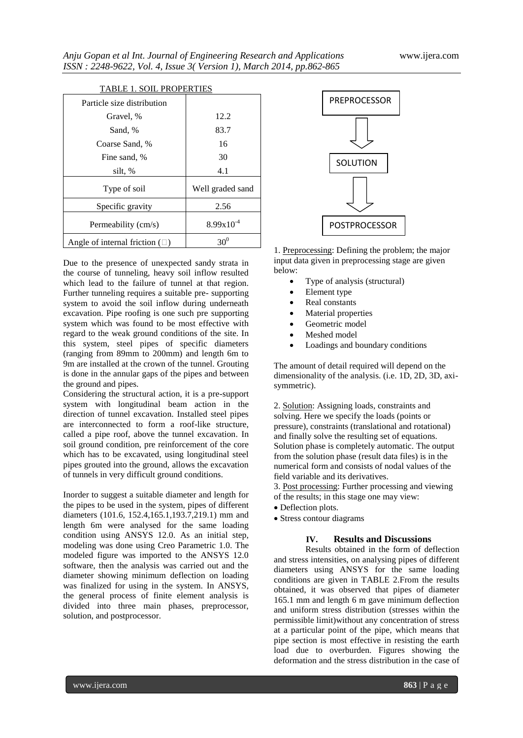TABLE 1. SOIL PROPERTIES

| Particle size distribution | |
|---|---|
| Gravel, % | 12.2 |
| Sand, % | 83.7 |
| Coarse Sand, % | 16 |
| Fine sand, % | 30 |
| silt, % | 4.1 |
| Type of soil | Well graded sand |
| Specific gravity | 2.56 |
| Permeability (cm/s) | $8.99 \times 10^{-4}$ |
| Angle of internal friction (□) | $30^0$ |

Due to the presence of unexpected sandy strata in the course of tunneling, heavy soil inflow resulted which lead to the failure of tunnel at that region. Further tunneling requires a suitable pre- supporting system to avoid the soil inflow during underneath excavation. Pipe roofing is one such pre supporting system which was found to be most effective with regard to the weak ground conditions of the site. In this system, steel pipes of specific diameters (ranging from 89mm to 200mm) and length 6m to 9m are installed at the crown of the tunnel. Grouting is done in the annular gaps of the pipes and between the ground and pipes.

Considering the structural action, it is a pre-support system with longitudinal beam action in the direction of tunnel excavation. Installed steel pipes are interconnected to form a roof-like structure, called a pipe roof, above the tunnel excavation. In soil ground condition, pre reinforcement of the core which has to be excavated, using longitudinal steel pipes grouted into the ground, allows the excavation of tunnels in very difficult ground conditions.

Inorder to suggest a suitable diameter and length for the pipes to be used in the system, pipes of different diameters (101.6, 152.4,165.1,193.7,219.1) mm and length 6m were analysed for the same loading condition using ANSYS 12.0. As an initial step, modeling was done using Creo Parametric 1.0. The modeled figure was imported to the ANSYS 12.0 software, then the analysis was carried out and the diameter showing minimum deflection on loading was finalized for using in the system. In ANSYS, the general process of finite element analysis is divided into three main phases, preprocessor, solution, and postprocessor.

PREPROCESSOR → SOLUTION → POSTPROCESSOR

1. Preprocessing: Defining the problem; the major input data given in preprocessing stage are given below:

- Type of analysis (structural)
- Element type
- Real constants
- Material properties
- Geometric model
- Meshed model
- Loadings and boundary conditions

The amount of detail required will depend on the dimensionality of the analysis. (i.e. 1D, 2D, 3D, axi-symmetric).

2. Solution: Assigning loads, constraints and solving. Here we specify the loads (points or pressure), constraints (translational and rotational) and finally solve the resulting set of equations. Solution phase is completely automatic. The output from the solution phase (result data files) is in the numerical form and consists of nodal values of the field variable and its derivatives.

3. Post processing: Further processing and viewing of the results; in this stage one may view:

- Deflection plots.
- Stress contour diagrams

## IV. Results and Discussions

Results obtained in the form of deflection and stress intensities, on analysing pipes of different diameters using ANSYS for the same loading conditions are given in TABLE 2.From the results obtained, it was observed that pipes of diameter 165.1 mm and length 6 m gave minimum deflection and uniform stress distribution (stresses within the permissible limit)without any concentration of stress at a particular point of the pipe, which means that pipe section is most effective in resisting the earth load due to overburden. Figures showing the deformation and the stress distribution in the case of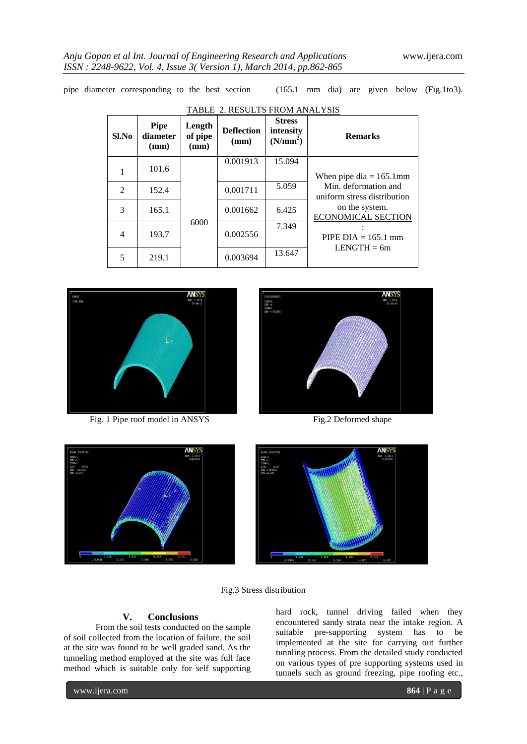pipe diameter corresponding to the best section (165.1 mm dia) are given below (Fig.1to3).

TABLE 2. RESULTS FROM ANALYSIS

| Sl.No | Pipe diameter (mm) | Length of pipe (mm) | Deflection (mm) | Stress intensity (N/mm$^2$) | Remarks |
|---|---|---|---|---|---|
| 1 | 101.6 | 6000 | 0.001913 | 15.094 | When pipe dia = 165.1mm Min. deformation and uniform stress distribution on the system. ECONOMICAL SECTION : PIPE DIA = 165.1 mm LENGTH = 6m |
| 2 | 152.4 | | 0.001711 | 5.059 | |
| 3 | 165.1 | | 0.001662 | 6.425 | |
| 4 | 193.7 | | 0.002556 | 7.349 | |
| 5 | 219.1 | | 0.003694 | 13.647 | |

Fig. 1 Pipe roof model in ANSYS

Fig.2 Deformed shape

Fig.3 Stress distribution

## V. Conclusions

From the soil tests conducted on the sample of soil collected from the location of failure, the soil at the site was found to be well graded sand. As the tunneling method employed at the site was full face method which is suitable only for self supporting hard rock, tunnel driving failed when they encountered sandy strata near the intake region. A suitable pre-supporting system has to be implemented at the site for carrying out further tunnling process. From the detailed study conducted on various types of pre supporting systems used in tunnels such as ground freezing, pipe roofing etc.,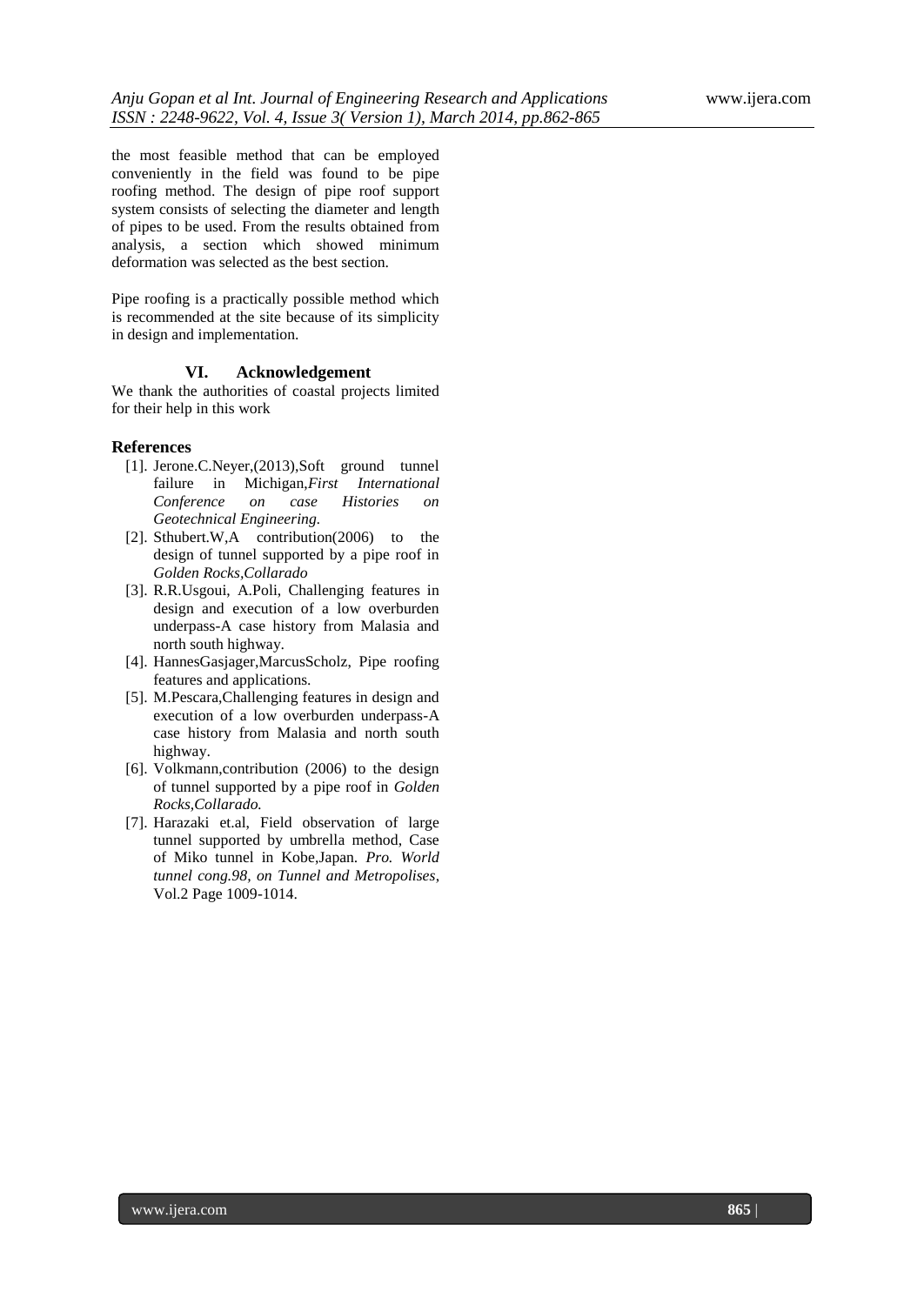the most feasible method that can be employed conveniently in the field was found to be pipe roofing method. The design of pipe roof support system consists of selecting the diameter and length of pipes to be used. From the results obtained from analysis, a section which showed minimum deformation was selected as the best section.

Pipe roofing is a practically possible method which is recommended at the site because of its simplicity in design and implementation.

## VI. Acknowledgement

We thank the authorities of coastal projects limited for their help in this work

## References

[1]. Jerone.C.Neyer,(2013),Soft ground tunnel failure in Michigan,*First International Conference on case Histories on Geotechnical Engineering.*

[2]. Sthubert.W,A contribution(2006) to the design of tunnel supported by a pipe roof in *Golden Rocks,Collarado*

[3]. R.R.Usgoui, A.Poli, Challenging features in design and execution of a low overburden underpass-A case history from Malasia and north south highway.

[4]. HannesGasjager,MarcusScholz, Pipe roofing features and applications.

[5]. M.Pescara,Challenging features in design and execution of a low overburden underpass-A case history from Malasia and north south highway.

[6]. Volkmann,contribution (2006) to the design of tunnel supported by a pipe roof in *Golden Rocks,Collarado.*

[7]. Harazaki et.al, Field observation of large tunnel supported by umbrella method, Case of Miko tunnel in Kobe,Japan. *Pro. World tunnel cong.98, on Tunnel and Metropolises,* Vol.2 Page 1009-1014.